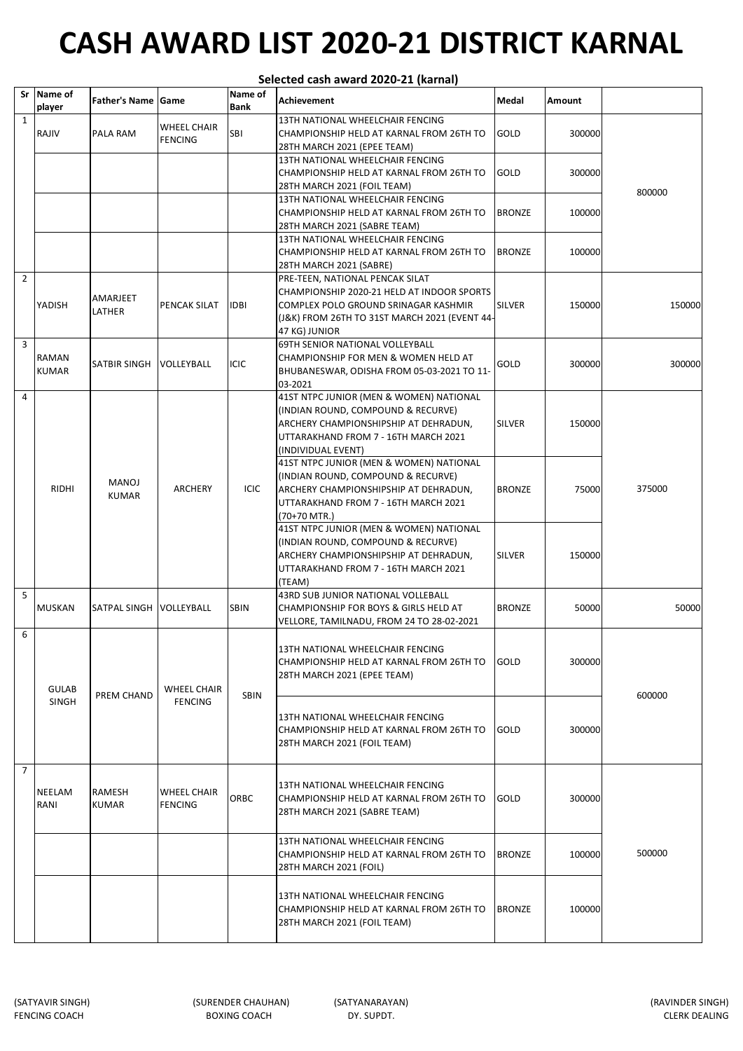# CASH AWARD LIST 2020-21 DISTRICT KARNAL

**Selected cash award 2020-21 (karnal)**

| Sr | Name of player | Father's Name | Game | Name of Bank | Achievement | Medal | Amount | |
|---|---|---|---|---|---|---|---|---|
| 1 | RAJIV | PALA RAM | WHEEL CHAIR FENCING | SBI | 13TH NATIONAL WHEELCHAIR FENCING CHAMPIONSHIP HELD AT KARNAL FROM 26TH TO 28TH MARCH 2021 (EPEE TEAM) | GOLD | 300000 | 800000 |
| | | | | | 13TH NATIONAL WHEELCHAIR FENCING CHAMPIONSHIP HELD AT KARNAL FROM 26TH TO 28TH MARCH 2021 (FOIL TEAM) | GOLD | 300000 | |
| | | | | | 13TH NATIONAL WHEELCHAIR FENCING CHAMPIONSHIP HELD AT KARNAL FROM 26TH TO 28TH MARCH 2021 (SABRE TEAM) | BRONZE | 100000 | |
| | | | | | 13TH NATIONAL WHEELCHAIR FENCING CHAMPIONSHIP HELD AT KARNAL FROM 26TH TO 28TH MARCH 2021 (SABRE) | BRONZE | 100000 | |
| 2 | YADISH | AMARJEET LATHER | PENCAK SILAT | IDBI | PRE-TEEN, NATIONAL PENCAK SILAT CHAMPIONSHIP 2020-21 HELD AT INDOOR SPORTS COMPLEX POLO GROUND SRINAGAR KASHMIR (J&K) FROM 26TH TO 31ST MARCH 2021 (EVENT 44-47 KG) JUNIOR | SILVER | 150000 | 150000 |
| 3 | RAMAN KUMAR | SATBIR SINGH | VOLLEYBALL | ICIC | 69TH SENIOR NATIONAL VOLLEYBALL CHAMPIONSHIP FOR MEN & WOMEN HELD AT BHUBANESWAR, ODISHA FROM 05-03-2021 TO 11-03-2021 | GOLD | 300000 | 300000 |
| 4 | RIDHI | MANOJ KUMAR | ARCHERY | ICIC | 41ST NTPC JUNIOR (MEN & WOMEN) NATIONAL (INDIAN ROUND, COMPOUND & RECURVE) ARCHERY CHAMPIONSHIPSHIP AT DEHRADUN, UTTARAKHAND FROM 7 - 16TH MARCH 2021 (INDIVIDUAL EVENT) | SILVER | 150000 | 375000 |
| | | | | | 41ST NTPC JUNIOR (MEN & WOMEN) NATIONAL (INDIAN ROUND, COMPOUND & RECURVE) ARCHERY CHAMPIONSHIPSHIP AT DEHRADUN, UTTARAKHAND FROM 7 - 16TH MARCH 2021 (70+70 MTR.) | BRONZE | 75000 | |
| | | | | | 41ST NTPC JUNIOR (MEN & WOMEN) NATIONAL (INDIAN ROUND, COMPOUND & RECURVE) ARCHERY CHAMPIONSHIPSHIP AT DEHRADUN, UTTARAKHAND FROM 7 - 16TH MARCH 2021 (TEAM) | SILVER | 150000 | |
| 5 | MUSKAN | SATPAL SINGH | VOLLEYBALL | SBIN | 43RD SUB JUNIOR NATIONAL VOLLEBALL CHAMPIONSHIP FOR BOYS & GIRLS HELD AT VELLORE, TAMILNADU, FROM 24 TO 28-02-2021 | BRONZE | 50000 | 50000 |
| 6 | GULAB SINGH | PREM CHAND | WHEEL CHAIR FENCING | SBIN | 13TH NATIONAL WHEELCHAIR FENCING CHAMPIONSHIP HELD AT KARNAL FROM 26TH TO 28TH MARCH 2021 (EPEE TEAM) | GOLD | 300000 | 600000 |
| | | | | | 13TH NATIONAL WHEELCHAIR FENCING CHAMPIONSHIP HELD AT KARNAL FROM 26TH TO 28TH MARCH 2021 (FOIL TEAM) | GOLD | 300000 | |
| 7 | NEELAM RANI | RAMESH KUMAR | WHEEL CHAIR FENCING | ORBC | 13TH NATIONAL WHEELCHAIR FENCING CHAMPIONSHIP HELD AT KARNAL FROM 26TH TO 28TH MARCH 2021 (SABRE TEAM) | GOLD | 300000 | 500000 |
| | | | | | 13TH NATIONAL WHEELCHAIR FENCING CHAMPIONSHIP HELD AT KARNAL FROM 26TH TO 28TH MARCH 2021 (FOIL) | BRONZE | 100000 | |
| | | | | | 13TH NATIONAL WHEELCHAIR FENCING CHAMPIONSHIP HELD AT KARNAL FROM 26TH TO 28TH MARCH 2021 (FOIL TEAM) | BRONZE | 100000 | |

(SATYAVIR SINGH)
FENCING COACH

(SURENDER CHAUHAN)
BOXING COACH

(SATYANARAYAN)
DY. SUPDT.

(RAVINDER SINGH)
CLERK DEALING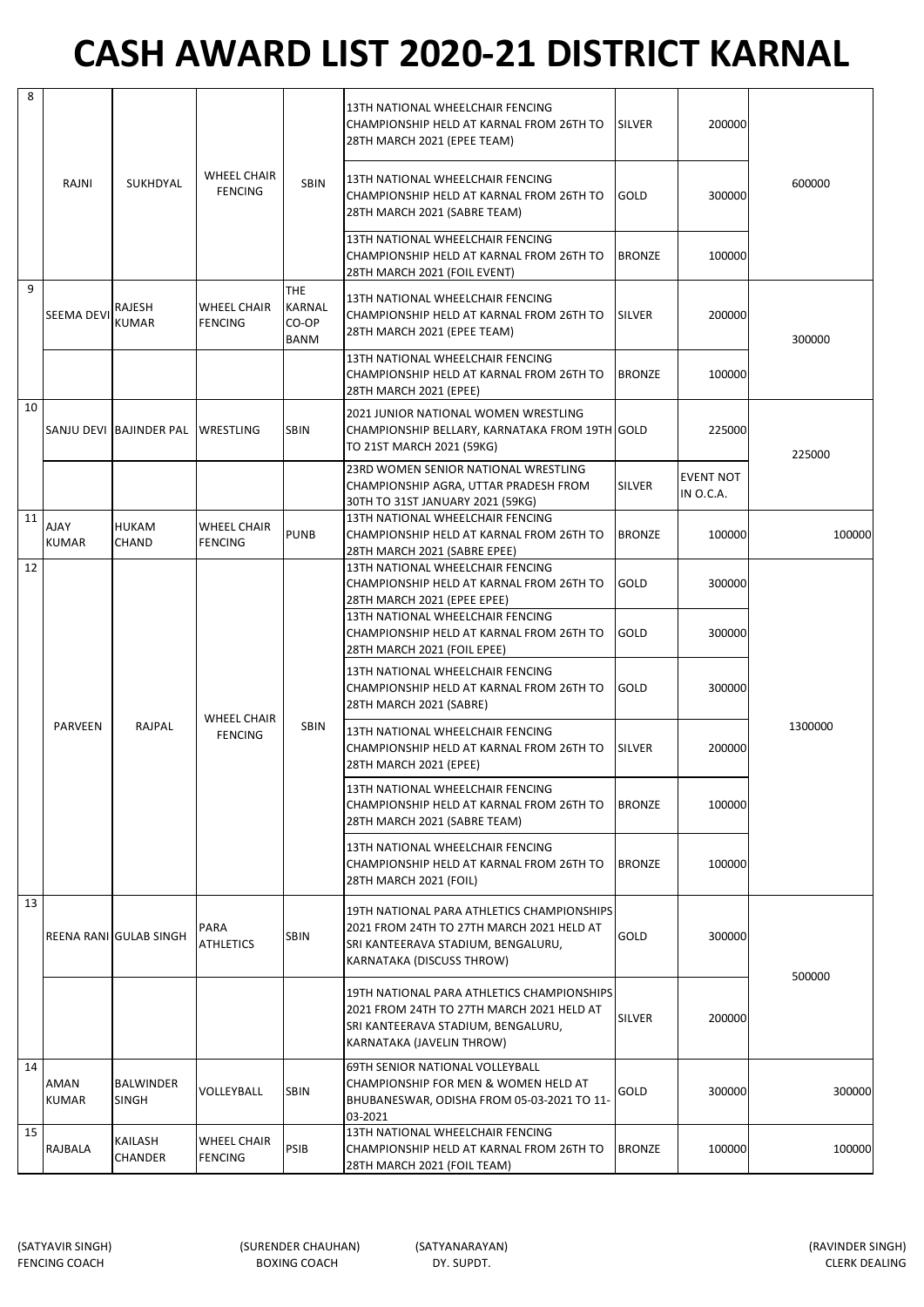# CASH AWARD LIST 2020-21 DISTRICT KARNAL

| | | | | | | | | |
|---|---|---|---|---|---|---|---|---|
| 8 | RAJNI | SUKHDYAL | WHEEL CHAIR FENCING | SBIN | 13TH NATIONAL WHEELCHAIR FENCING CHAMPIONSHIP HELD AT KARNAL FROM 26TH TO 28TH MARCH 2021 (EPEE TEAM) | SILVER | 200000 | 600000 |
| | | | | | 13TH NATIONAL WHEELCHAIR FENCING CHAMPIONSHIP HELD AT KARNAL FROM 26TH TO 28TH MARCH 2021 (SABRE TEAM) | GOLD | 300000 | |
| | | | | | 13TH NATIONAL WHEELCHAIR FENCING CHAMPIONSHIP HELD AT KARNAL FROM 26TH TO 28TH MARCH 2021 (FOIL EVENT) | BRONZE | 100000 | |
| 9 | SEEMA DEVI | RAJESH KUMAR | WHEEL CHAIR FENCING | THE KARNAL CO-OP BANM | 13TH NATIONAL WHEELCHAIR FENCING CHAMPIONSHIP HELD AT KARNAL FROM 26TH TO 28TH MARCH 2021 (EPEE TEAM) | SILVER | 200000 | 300000 |
| | | | | | 13TH NATIONAL WHEELCHAIR FENCING CHAMPIONSHIP HELD AT KARNAL FROM 26TH TO 28TH MARCH 2021 (EPEE) | BRONZE | 100000 | |
| 10 | SANJU DEVI | BAJINDER PAL | WRESTLING | SBIN | 2021 JUNIOR NATIONAL WOMEN WRESTLING CHAMPIONSHIP BELLARY, KARNATAKA FROM 19TH TO 21ST MARCH 2021 (59KG) | GOLD | 225000 | 225000 |
| | | | | | 23RD WOMEN SENIOR NATIONAL WRESTLING CHAMPIONSHIP AGRA, UTTAR PRADESH FROM 30TH TO 31ST JANUARY 2021 (59KG) | SILVER | EVENT NOT IN O.C.A. | |
| 11 | AJAY KUMAR | HUKAM CHAND | WHEEL CHAIR FENCING | PUNB | 13TH NATIONAL WHEELCHAIR FENCING CHAMPIONSHIP HELD AT KARNAL FROM 26TH TO 28TH MARCH 2021 (SABRE EPEE) | BRONZE | 100000 | 100000 |
| 12 | PARVEEN | RAJPAL | WHEEL CHAIR FENCING | SBIN | 13TH NATIONAL WHEELCHAIR FENCING CHAMPIONSHIP HELD AT KARNAL FROM 26TH TO 28TH MARCH 2021 (EPEE EPEE) | GOLD | 300000 | 1300000 |
| | | | | | 13TH NATIONAL WHEELCHAIR FENCING CHAMPIONSHIP HELD AT KARNAL FROM 26TH TO 28TH MARCH 2021 (FOIL EPEE) | GOLD | 300000 | |
| | | | | | 13TH NATIONAL WHEELCHAIR FENCING CHAMPIONSHIP HELD AT KARNAL FROM 26TH TO 28TH MARCH 2021 (SABRE) | GOLD | 300000 | |
| | | | | | 13TH NATIONAL WHEELCHAIR FENCING CHAMPIONSHIP HELD AT KARNAL FROM 26TH TO 28TH MARCH 2021 (EPEE) | SILVER | 200000 | |
| | | | | | 13TH NATIONAL WHEELCHAIR FENCING CHAMPIONSHIP HELD AT KARNAL FROM 26TH TO 28TH MARCH 2021 (SABRE TEAM) | BRONZE | 100000 | |
| | | | | | 13TH NATIONAL WHEELCHAIR FENCING CHAMPIONSHIP HELD AT KARNAL FROM 26TH TO 28TH MARCH 2021 (FOIL) | BRONZE | 100000 | |
| 13 | REENA RANI | GULAB SINGH | PARA ATHLETICS | SBIN | 19TH NATIONAL PARA ATHLETICS CHAMPIONSHIPS 2021 FROM 24TH TO 27TH MARCH 2021 HELD AT SRI KANTEERAVA STADIUM, BENGALURU, KARNATAKA (DISCUSS THROW) | GOLD | 300000 | 500000 |
| | | | | | 19TH NATIONAL PARA ATHLETICS CHAMPIONSHIPS 2021 FROM 24TH TO 27TH MARCH 2021 HELD AT SRI KANTEERAVA STADIUM, BENGALURU, KARNATAKA (JAVELIN THROW) | SILVER | 200000 | |
| 14 | AMAN KUMAR | BALWINDER SINGH | VOLLEYBALL | SBIN | 69TH SENIOR NATIONAL VOLLEYBALL CHAMPIONSHIP FOR MEN & WOMEN HELD AT BHUBANESWAR, ODISHA FROM 05-03-2021 TO 11-03-2021 | GOLD | 300000 | 300000 |
| 15 | RAJBALA | KAILASH CHANDER | WHEEL CHAIR FENCING | PSIB | 13TH NATIONAL WHEELCHAIR FENCING CHAMPIONSHIP HELD AT KARNAL FROM 26TH TO 28TH MARCH 2021 (FOIL TEAM) | BRONZE | 100000 | 100000 |

(SATYAVIR SINGH)
FENCING COACH

(SURENDER CHAUHAN)
BOXING COACH

(SATYANARAYAN)
DY. SUPDT.

(RAVINDER SINGH)
CLERK DEALING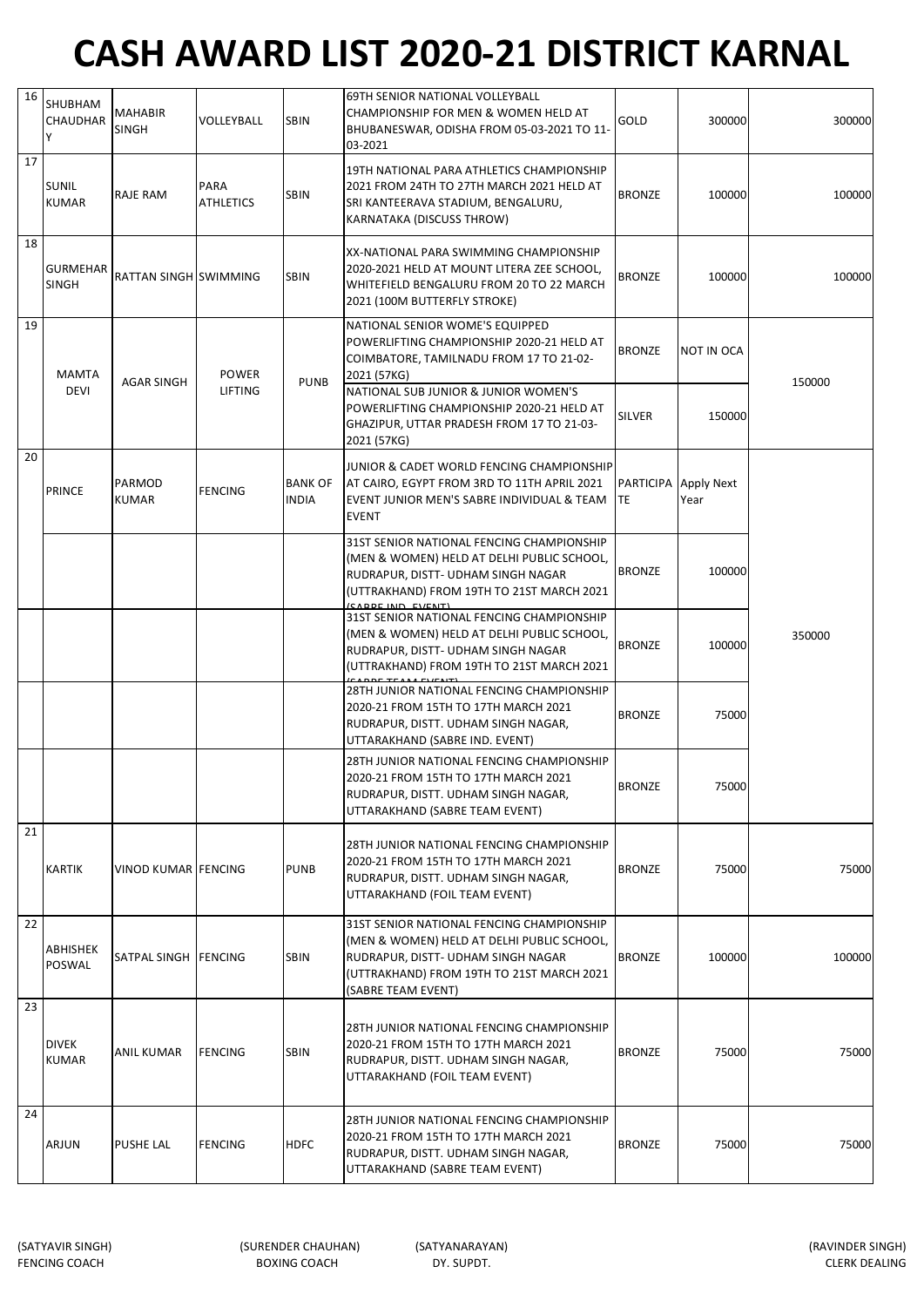# CASH AWARD LIST 2020-21 DISTRICT KARNAL

| | | | | | | | | |
|---|---|---|---|---|---|---|---|---|
| 16 | SHUBHAM CHAUDHARY | MAHABIR SINGH | VOLLEYBALL | SBIN | 69TH SENIOR NATIONAL VOLLEYBALL CHAMPIONSHIP FOR MEN & WOMEN HELD AT BHUBANESWAR, ODISHA FROM 05-03-2021 TO 11-03-2021 | GOLD | 300000 | 300000 |
| 17 | SUNIL KUMAR | RAJE RAM | PARA ATHLETICS | SBIN | 19TH NATIONAL PARA ATHLETICS CHAMPIONSHIP 2021 FROM 24TH TO 27TH MARCH 2021 HELD AT SRI KANTEERAVA STADIUM, BENGALURU, KARNATAKA (DISCUSS THROW) | BRONZE | 100000 | 100000 |
| 18 | GURMEHAR SINGH | RATTAN SINGH | SWIMMING | SBIN | XX-NATIONAL PARA SWIMMING CHAMPIONSHIP 2020-2021 HELD AT MOUNT LITERA ZEE SCHOOL, WHITEFIELD BENGALURU FROM 20 TO 22 MARCH 2021 (100M BUTTERFLY STROKE) | BRONZE | 100000 | 100000 |
| 19 | MAMTA DEVI | AGAR SINGH | POWER LIFTING | PUNB | NATIONAL SENIOR WOME'S EQUIPPED POWERLIFTING CHAMPIONSHIP 2020-21 HELD AT COIMBATORE, TAMILNADU FROM 17 TO 21-02-2021 (57KG) | BRONZE | NOT IN OCA | 150000 |
| | | | | | NATIONAL SUB JUNIOR & JUNIOR WOMEN'S POWERLIFTING CHAMPIONSHIP 2020-21 HELD AT GHAZIPUR, UTTAR PRADESH FROM 17 TO 21-03-2021 (57KG) | SILVER | 150000 | |
| 20 | PRINCE | PARMOD KUMAR | FENCING | BANK OF INDIA | JUNIOR & CADET WORLD FENCING CHAMPIONSHIP AT CAIRO, EGYPT FROM 3RD TO 11TH APRIL 2021 EVENT JUNIOR MEN'S SABRE INDIVIDUAL & TEAM EVENT | PARTICIPATE | Apply Next Year | 350000 |
| | | | | | 31ST SENIOR NATIONAL FENCING CHAMPIONSHIP (MEN & WOMEN) HELD AT DELHI PUBLIC SCHOOL, RUDRAPUR, DISTT- UDHAM SINGH NAGAR (UTTRAKHAND) FROM 19TH TO 21ST MARCH 2021 (SABRE IND. EVENT) | BRONZE | 100000 | |
| | | | | | 31ST SENIOR NATIONAL FENCING CHAMPIONSHIP (MEN & WOMEN) HELD AT DELHI PUBLIC SCHOOL, RUDRAPUR, DISTT- UDHAM SINGH NAGAR (UTTRAKHAND) FROM 19TH TO 21ST MARCH 2021 (SABRE TEAM EVENT) | BRONZE | 100000 | |
| | | | | | 28TH JUNIOR NATIONAL FENCING CHAMPIONSHIP 2020-21 FROM 15TH TO 17TH MARCH 2021 RUDRAPUR, DISTT. UDHAM SINGH NAGAR, UTTARAKHAND (SABRE IND. EVENT) | BRONZE | 75000 | |
| | | | | | 28TH JUNIOR NATIONAL FENCING CHAMPIONSHIP 2020-21 FROM 15TH TO 17TH MARCH 2021 RUDRAPUR, DISTT. UDHAM SINGH NAGAR, UTTARAKHAND (SABRE TEAM EVENT) | BRONZE | 75000 | |
| 21 | KARTIK | VINOD KUMAR | FENCING | PUNB | 28TH JUNIOR NATIONAL FENCING CHAMPIONSHIP 2020-21 FROM 15TH TO 17TH MARCH 2021 RUDRAPUR, DISTT. UDHAM SINGH NAGAR, UTTARAKHAND (FOIL TEAM EVENT) | BRONZE | 75000 | 75000 |
| 22 | ABHISHEK POSWAL | SATPAL SINGH | FENCING | SBIN | 31ST SENIOR NATIONAL FENCING CHAMPIONSHIP (MEN & WOMEN) HELD AT DELHI PUBLIC SCHOOL, RUDRAPUR, DISTT- UDHAM SINGH NAGAR (UTTRAKHAND) FROM 19TH TO 21ST MARCH 2021 (SABRE TEAM EVENT) | BRONZE | 100000 | 100000 |
| 23 | DIVEK KUMAR | ANIL KUMAR | FENCING | SBIN | 28TH JUNIOR NATIONAL FENCING CHAMPIONSHIP 2020-21 FROM 15TH TO 17TH MARCH 2021 RUDRAPUR, DISTT. UDHAM SINGH NAGAR, UTTARAKHAND (FOIL TEAM EVENT) | BRONZE | 75000 | 75000 |
| 24 | ARJUN | PUSHE LAL | FENCING | HDFC | 28TH JUNIOR NATIONAL FENCING CHAMPIONSHIP 2020-21 FROM 15TH TO 17TH MARCH 2021 RUDRAPUR, DISTT. UDHAM SINGH NAGAR, UTTARAKHAND (SABRE TEAM EVENT) | BRONZE | 75000 | 75000 |

(SATYAVIR SINGH)
FENCING COACH

(SURENDER CHAUHAN)
BOXING COACH

(SATYANARAYAN)
DY. SUPDT.

(RAVINDER SINGH)
CLERK DEALING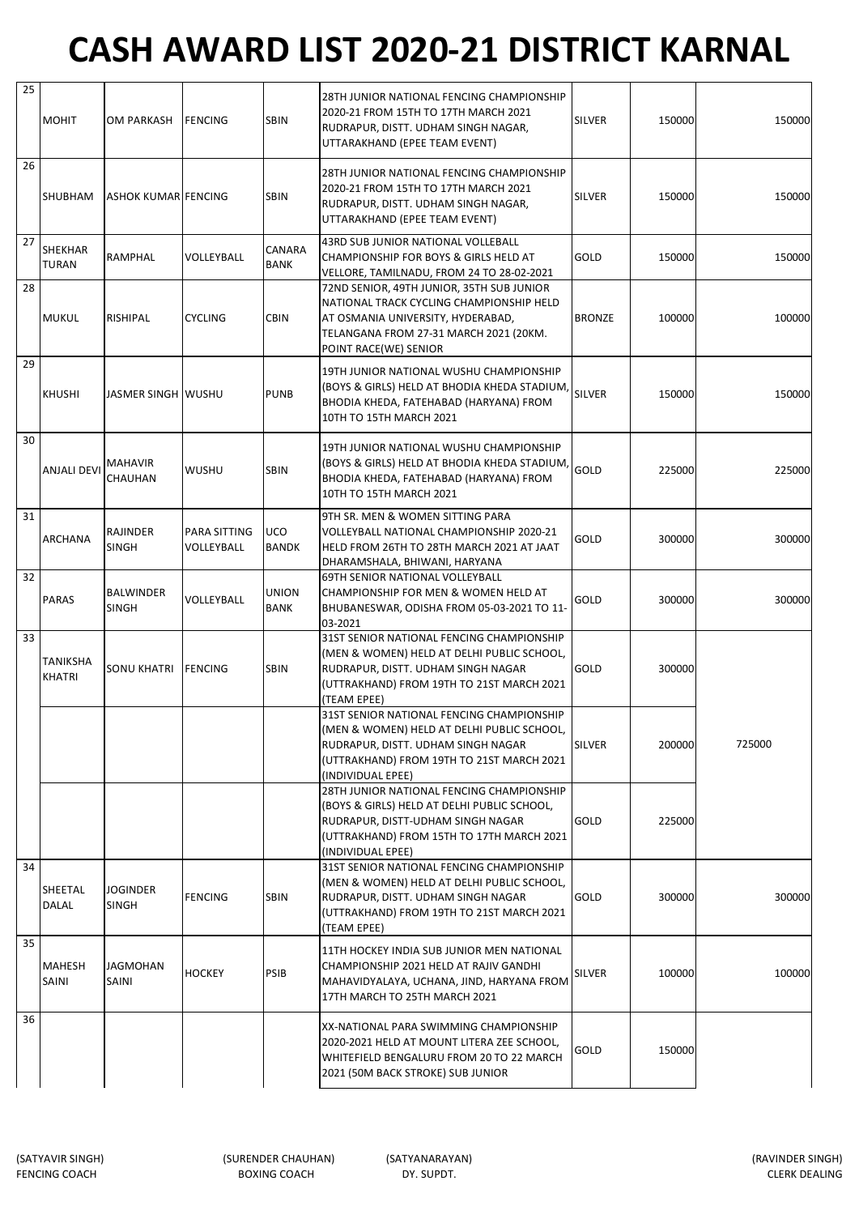# CASH AWARD LIST 2020-21 DISTRICT KARNAL

| | | | | | | | | |
|---|---|---|---|---|---|---|---|---|
| 25 | MOHIT | OM PARKASH | FENCING | SBIN | 28TH JUNIOR NATIONAL FENCING CHAMPIONSHIP 2020-21 FROM 15TH TO 17TH MARCH 2021 RUDRAPUR, DISTT. UDHAM SINGH NAGAR, UTTARAKHAND (EPEE TEAM EVENT) | SILVER | 150000 | 150000 |
| 26 | SHUBHAM | ASHOK KUMAR | FENCING | SBIN | 28TH JUNIOR NATIONAL FENCING CHAMPIONSHIP 2020-21 FROM 15TH TO 17TH MARCH 2021 RUDRAPUR, DISTT. UDHAM SINGH NAGAR, UTTARAKHAND (EPEE TEAM EVENT) | SILVER | 150000 | 150000 |
| 27 | SHEKHAR TURAN | RAMPHAL | VOLLEYBALL | CANARA BANK | 43RD SUB JUNIOR NATIONAL VOLLEBALL CHAMPIONSHIP FOR BOYS & GIRLS HELD AT VELLORE, TAMILNADU, FROM 24 TO 28-02-2021 | GOLD | 150000 | 150000 |
| 28 | MUKUL | RISHIPAL | CYCLING | CBIN | 72ND SENIOR, 49TH JUNIOR, 35TH SUB JUNIOR NATIONAL TRACK CYCLING CHAMPIONSHIP HELD AT OSMANIA UNIVERSITY, HYDERABAD, TELANGANA FROM 27-31 MARCH 2021 (20KM. POINT RACE(WE) SENIOR | BRONZE | 100000 | 100000 |
| 29 | KHUSHI | JASMER SINGH | WUSHU | PUNB | 19TH JUNIOR NATIONAL WUSHU CHAMPIONSHIP (BOYS & GIRLS) HELD AT BHODIA KHEDA STADIUM, BHODIA KHEDA, FATEHABAD (HARYANA) FROM 10TH TO 15TH MARCH 2021 | SILVER | 150000 | 150000 |
| 30 | ANJALI DEVI | MAHAVIR CHAUHAN | WUSHU | SBIN | 19TH JUNIOR NATIONAL WUSHU CHAMPIONSHIP (BOYS & GIRLS) HELD AT BHODIA KHEDA STADIUM, BHODIA KHEDA, FATEHABAD (HARYANA) FROM 10TH TO 15TH MARCH 2021 | GOLD | 225000 | 225000 |
| 31 | ARCHANA | RAJINDER SINGH | PARA SITTING VOLLEYBALL | UCO BANDK | 9TH SR. MEN & WOMEN SITTING PARA VOLLEYBALL NATIONAL CHAMPIONSHIP 2020-21 HELD FROM 26TH TO 28TH MARCH 2021 AT JAAT DHARAMSHALA, BHIWANI, HARYANA | GOLD | 300000 | 300000 |
| 32 | PARAS | BALWINDER SINGH | VOLLEYBALL | UNION BANK | 69TH SENIOR NATIONAL VOLLEYBALL CHAMPIONSHIP FOR MEN & WOMEN HELD AT BHUBANESWAR, ODISHA FROM 05-03-2021 TO 11-03-2021 | GOLD | 300000 | 300000 |
| 33 | TANIKSHA KHATRI | SONU KHATRI | FENCING | SBIN | 31ST SENIOR NATIONAL FENCING CHAMPIONSHIP (MEN & WOMEN) HELD AT DELHI PUBLIC SCHOOL, RUDRAPUR, DISTT. UDHAM SINGH NAGAR (UTTRAKHAND) FROM 19TH TO 21ST MARCH 2021 (TEAM EPEE) | GOLD | 300000 | 725000 |
| | | | | | 31ST SENIOR NATIONAL FENCING CHAMPIONSHIP (MEN & WOMEN) HELD AT DELHI PUBLIC SCHOOL, RUDRAPUR, DISTT. UDHAM SINGH NAGAR (UTTRAKHAND) FROM 19TH TO 21ST MARCH 2021 (INDIVIDUAL EPEE) | SILVER | 200000 | |
| | | | | | 28TH JUNIOR NATIONAL FENCING CHAMPIONSHIP (BOYS & GIRLS) HELD AT DELHI PUBLIC SCHOOL, RUDRAPUR, DISTT-UDHAM SINGH NAGAR (UTTRAKHAND) FROM 15TH TO 17TH MARCH 2021 (INDIVIDUAL EPEE) | GOLD | 225000 | |
| 34 | SHEETAL DALAL | JOGINDER SINGH | FENCING | SBIN | 31ST SENIOR NATIONAL FENCING CHAMPIONSHIP (MEN & WOMEN) HELD AT DELHI PUBLIC SCHOOL, RUDRAPUR, DISTT. UDHAM SINGH NAGAR (UTTRAKHAND) FROM 19TH TO 21ST MARCH 2021 (TEAM EPEE) | GOLD | 300000 | 300000 |
| 35 | MAHESH SAINI | JAGMOHAN SAINI | HOCKEY | PSIB | 11TH HOCKEY INDIA SUB JUNIOR MEN NATIONAL CHAMPIONSHIP 2021 HELD AT RAJIV GANDHI MAHAVIDYALAYA, UCHANA, JIND, HARYANA FROM 17TH MARCH TO 25TH MARCH 2021 | SILVER | 100000 | 100000 |
| 36 | | | | | XX-NATIONAL PARA SWIMMING CHAMPIONSHIP 2020-2021 HELD AT MOUNT LITERA ZEE SCHOOL, WHITEFIELD BENGALURU FROM 20 TO 22 MARCH 2021 (50M BACK STROKE) SUB JUNIOR | GOLD | 150000 | |

(SATYAVIR SINGH)
FENCING COACH

(SURENDER CHAUHAN)
BOXING COACH

(SATYANARAYAN)
DY. SUPDT.

(RAVINDER SINGH)
CLERK DEALING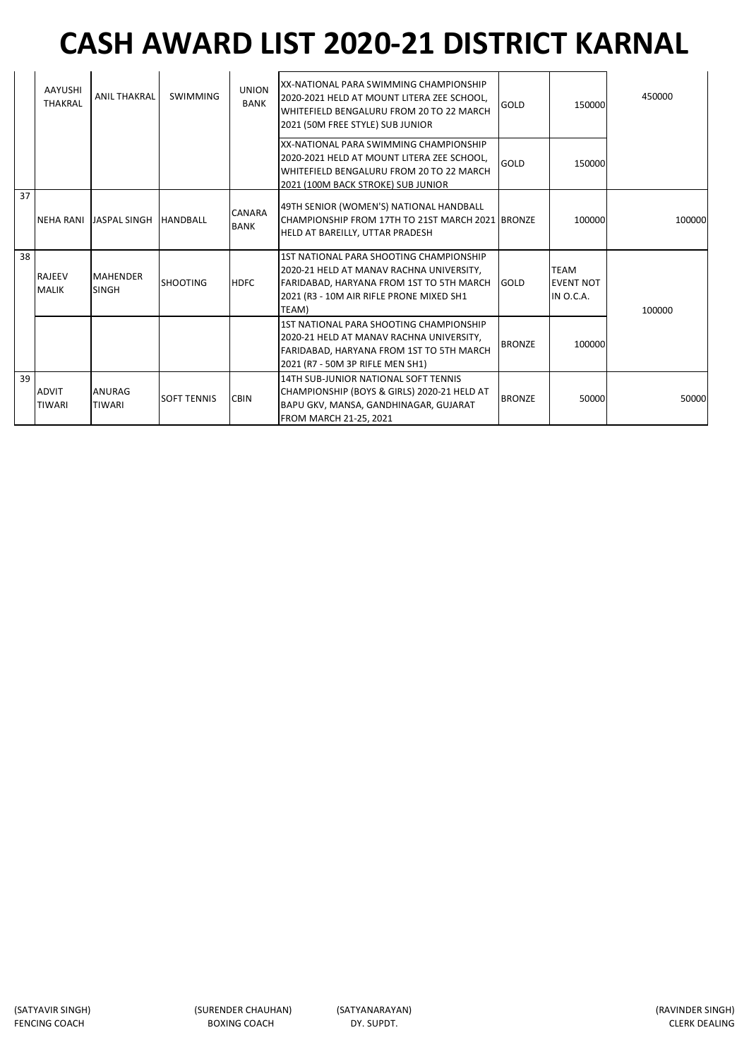# CASH AWARD LIST 2020-21 DISTRICT KARNAL

| | | | | | | | | |
|---|---|---|---|---|---|---|---|---|
| | AAYUSHI THAKRAL | ANIL THAKRAL | SWIMMING | UNION BANK | XX-NATIONAL PARA SWIMMING CHAMPIONSHIP 2020-2021 HELD AT MOUNT LITERA ZEE SCHOOL, WHITEFIELD BENGALURU FROM 20 TO 22 MARCH 2021 (50M FREE STYLE) SUB JUNIOR | GOLD | 150000 | 450000 |
| | | | | | XX-NATIONAL PARA SWIMMING CHAMPIONSHIP 2020-2021 HELD AT MOUNT LITERA ZEE SCHOOL, WHITEFIELD BENGALURU FROM 20 TO 22 MARCH 2021 (100M BACK STROKE) SUB JUNIOR | GOLD | 150000 | |
| 37 | NEHA RANI | JASPAL SINGH | HANDBALL | CANARA BANK | 49TH SENIOR (WOMEN'S) NATIONAL HANDBALL CHAMPIONSHIP FROM 17TH TO 21ST MARCH 2021 HELD AT BAREILLY, UTTAR PRADESH | BRONZE | 100000 | 100000 |
| 38 | RAJEEV MALIK | MAHENDER SINGH | SHOOTING | HDFC | 1ST NATIONAL PARA SHOOTING CHAMPIONSHIP 2020-21 HELD AT MANAV RACHNA UNIVERSITY, FARIDABAD, HARYANA FROM 1ST TO 5TH MARCH 2021 (R3 - 10M AIR RIFLE PRONE MIXED SH1 TEAM) | GOLD | TEAM EVENT NOT IN O.C.A. | 100000 |
| | | | | | 1ST NATIONAL PARA SHOOTING CHAMPIONSHIP 2020-21 HELD AT MANAV RACHNA UNIVERSITY, FARIDABAD, HARYANA FROM 1ST TO 5TH MARCH 2021 (R7 - 50M 3P RIFLE MEN SH1) | BRONZE | 100000 | |
| 39 | ADVIT TIWARI | ANURAG TIWARI | SOFT TENNIS | CBIN | 14TH SUB-JUNIOR NATIONAL SOFT TENNIS CHAMPIONSHIP (BOYS & GIRLS) 2020-21 HELD AT BAPU GKV, MANSA, GANDHINAGAR, GUJARAT FROM MARCH 21-25, 2021 | BRONZE | 50000 | 50000 |

(SATYAVIR SINGH)
FENCING COACH

(SURENDER CHAUHAN)
BOXING COACH

(SATYANARAYAN)
DY. SUPDT.

(RAVINDER SINGH)
CLERK DEALING